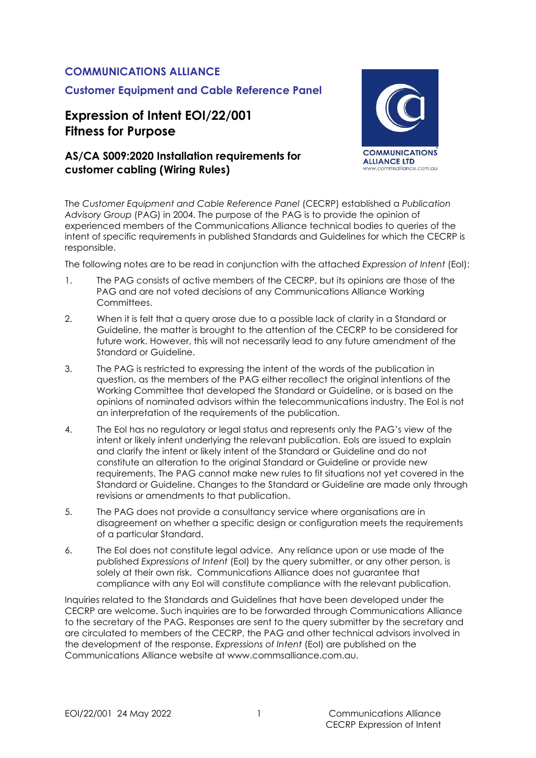**COMMUNICATIONS ALLIANCE**

**Customer Equipment and Cable Reference Panel**

# Expression of Intent EOI/22/001 Fitness for Purpose

## AS/CA S009:2020 Installation requirements for customer cabling (Wiring Rules)

The *Customer Equipment and Cable Reference Panel* (CECRP) established a *Publication Advisory Group* (PAG) in 2004. The purpose of the PAG is to provide the opinion of experienced members of the Communications Alliance technical bodies to queries of the intent of specific requirements in published Standards and Guidelines for which the CECRP is responsible.

The following notes are to be read in conjunction with the attached *Expression of Intent* (EoI):

1. The PAG consists of active members of the CECRP, but its opinions are those of the PAG and are not voted decisions of any Communications Alliance Working Committees.
2. When it is felt that a query arose due to a possible lack of clarity in a Standard or Guideline, the matter is brought to the attention of the CECRP to be considered for future work. However, this will not necessarily lead to any future amendment of the Standard or Guideline.
3. The PAG is restricted to expressing the intent of the words of the publication in question, as the members of the PAG either recollect the original intentions of the Working Committee that developed the Standard or Guideline, or is based on the opinions of nominated advisors within the telecommunications industry. The EoI is not an interpretation of the requirements of the publication.
4. The EoI has no regulatory or legal status and represents only the PAG's view of the intent or likely intent underlying the relevant publication. EoIs are issued to explain and clarify the intent or likely intent of the Standard or Guideline and do not constitute an alteration to the original Standard or Guideline or provide new requirements. The PAG cannot make new rules to fit situations not yet covered in the Standard or Guideline. Changes to the Standard or Guideline are made only through revisions or amendments to that publication.
5. The PAG does not provide a consultancy service where organisations are in disagreement on whether a specific design or configuration meets the requirements of a particular Standard.
6. The EoI does not constitute legal advice. Any reliance upon or use made of the published *Expressions of Intent* (EoI) by the query submitter, or any other person, is solely at their own risk. Communications Alliance does not guarantee that compliance with any EoI will constitute compliance with the relevant publication.

Inquiries related to the Standards and Guidelines that have been developed under the CECRP are welcome. Such inquiries are to be forwarded through Communications Alliance to the secretary of the PAG. Responses are sent to the query submitter by the secretary and are circulated to members of the CECRP, the PAG and other technical advisors involved in the development of the response. *Expressions of Intent* (EoI) are published on the Communications Alliance website at www.commsalliance.com.au.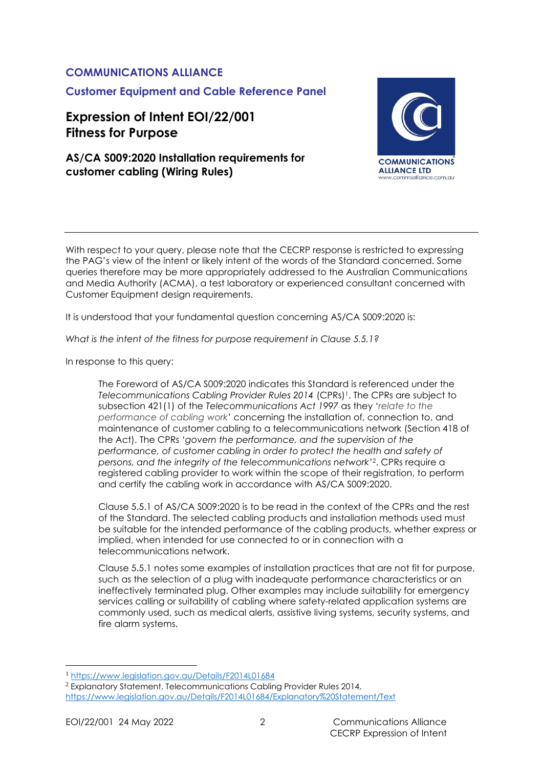**COMMUNICATIONS ALLIANCE**

**Customer Equipment and Cable Reference Panel**

# Expression of Intent EOI/22/001 Fitness for Purpose

## AS/CA S009:2020 Installation requirements for customer cabling (Wiring Rules)

---

With respect to your query, please note that the CECRP response is restricted to expressing the PAG's view of the intent or likely intent of the words of the Standard concerned. Some queries therefore may be more appropriately addressed to the Australian Communications and Media Authority (ACMA), a test laboratory or experienced consultant concerned with Customer Equipment design requirements.

It is understood that your fundamental question concerning AS/CA S009:2020 is:

*What is the intent of the fitness for purpose requirement in Clause 5.5.1?*

In response to this query:

> The Foreword of AS/CA S009:2020 indicates this Standard is referenced under the *Telecommunications Cabling Provider Rules 2014* (CPRs)[1]. The CPRs are subject to subsection 421(1) of the *Telecommunications Act 1997* as they '*relate to the performance of cabling work*' concerning the installation of, connection to, and maintenance of customer cabling to a telecommunications network (Section 418 of the Act). The CPRs '*govern the performance, and the supervision of the performance, of customer cabling in order to protect the health and safety of persons, and the integrity of the telecommunications network*'[2]. CPRs require a registered cabling provider to work within the scope of their registration, to perform and certify the cabling work in accordance with AS/CA S009:2020.
>
> Clause 5.5.1 of AS/CA S009:2020 is to be read in the context of the CPRs and the rest of the Standard. The selected cabling products and installation methods used must be suitable for the intended performance of the cabling products, whether express or implied, when intended for use connected to or in connection with a telecommunications network.
>
> Clause 5.5.1 notes some examples of installation practices that are not fit for purpose, such as the selection of a plug with inadequate performance characteristics or an ineffectively terminated plug. Other examples may include suitability for emergency services calling or suitability of cabling where safety-related application systems are commonly used, such as medical alerts, assistive living systems, security systems, and fire alarm systems.

---

[1] https://www.legislation.gov.au/Details/F2014L01684

[2] Explanatory Statement, Telecommunications Cabling Provider Rules 2014, https://www.legislation.gov.au/Details/F2014L01684/Explanatory%20Statement/Text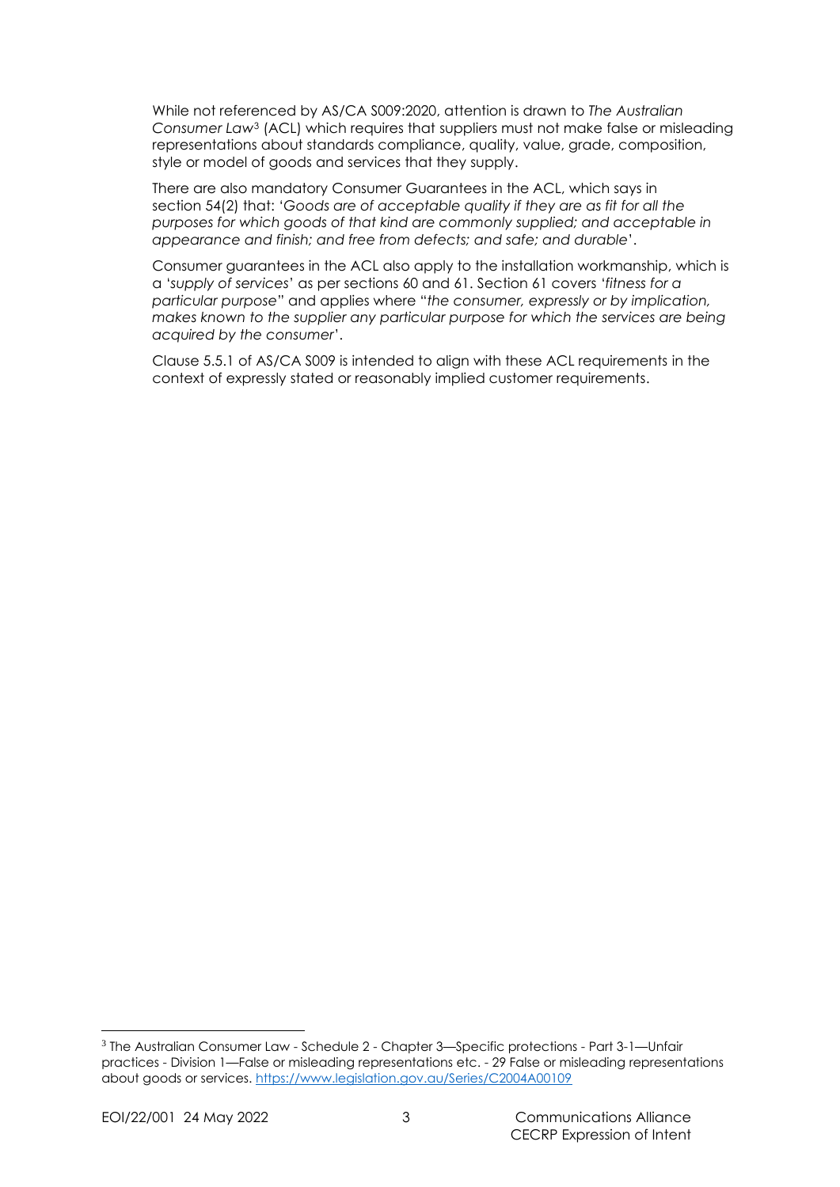While not referenced by AS/CA S009:2020, attention is drawn to *The Australian Consumer Law*[3] (ACL) which requires that suppliers must not make false or misleading representations about standards compliance, quality, value, grade, composition, style or model of goods and services that they supply.

There are also mandatory Consumer Guarantees in the ACL, which says in section 54(2) that: '*Goods are of acceptable quality if they are as fit for all the purposes for which goods of that kind are commonly supplied; and acceptable in appearance and finish; and free from defects; and safe; and durable*'.

Consumer guarantees in the ACL also apply to the installation workmanship, which is a '*supply of services*' as per sections 60 and 61. Section 61 covers '*fitness for a particular purpose*" and applies where "*the consumer, expressly or by implication, makes known to the supplier any particular purpose for which the services are being acquired by the consumer*'.

Clause 5.5.1 of AS/CA S009 is intended to align with these ACL requirements in the context of expressly stated or reasonably implied customer requirements.

---

[3] The Australian Consumer Law - Schedule 2 - Chapter 3—Specific protections - Part 3-1—Unfair practices - Division 1—False or misleading representations etc. - 29 False or misleading representations about goods or services. https://www.legislation.gov.au/Series/C2004A00109